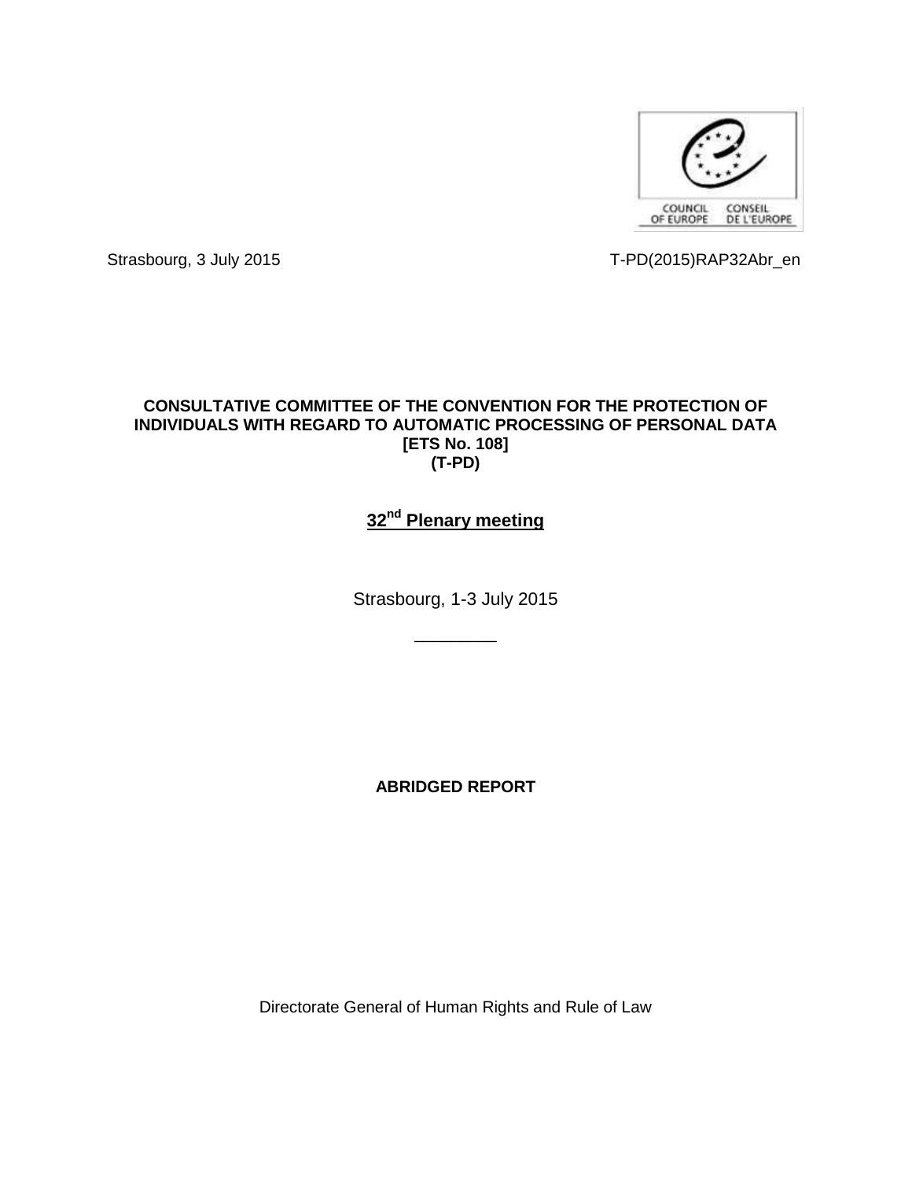Strasbourg, 3 July 2015

T-PD(2015)RAP32Abr_en

**CONSULTATIVE COMMITTEE OF THE CONVENTION FOR THE PROTECTION OF INDIVIDUALS WITH REGARD TO AUTOMATIC PROCESSING OF PERSONAL DATA [ETS No. 108] (T-PD)**

**32nd Plenary meeting**

Strasbourg, 1-3 July 2015

________

**ABRIDGED REPORT**

Directorate General of Human Rights and Rule of Law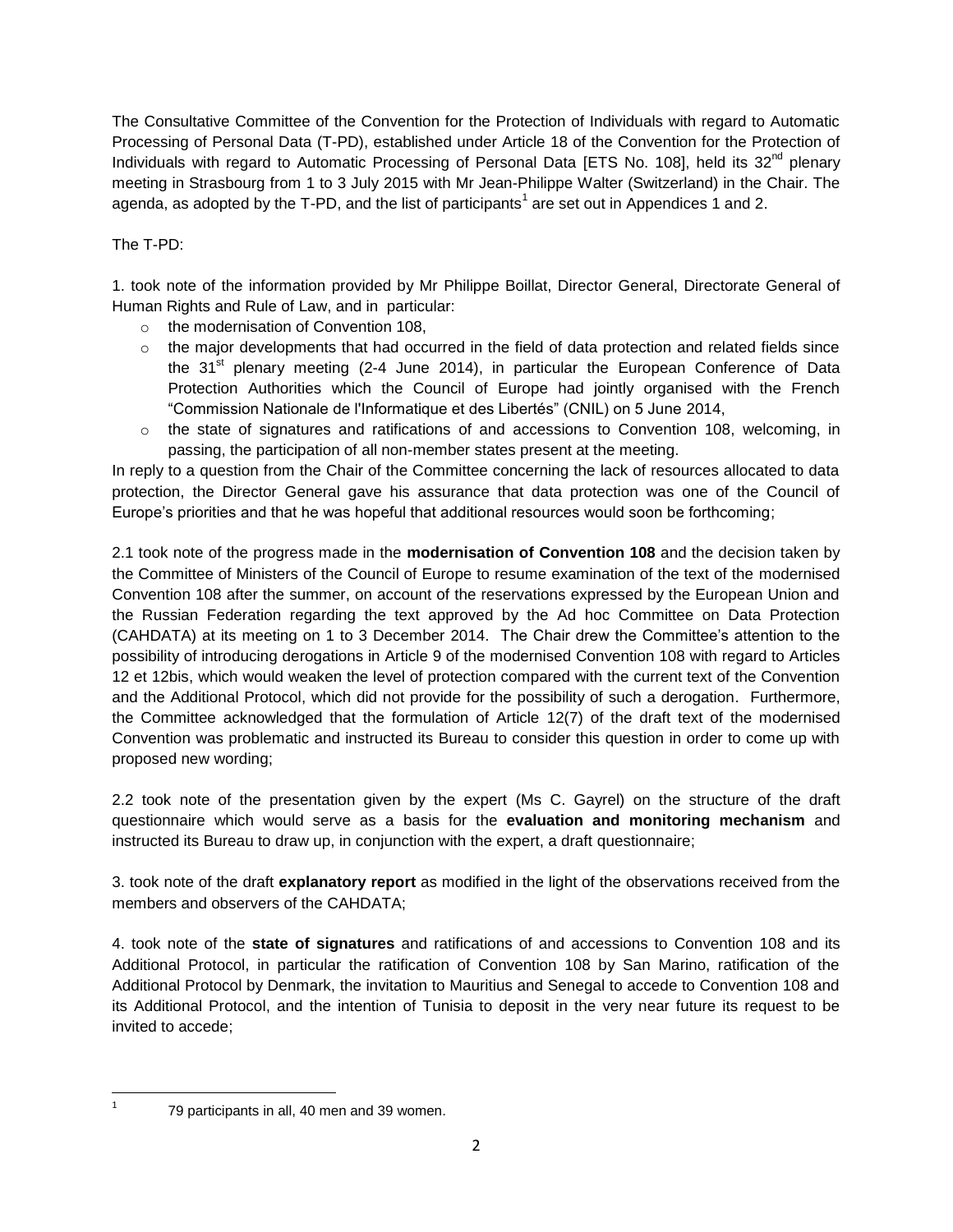The Consultative Committee of the Convention for the Protection of Individuals with regard to Automatic Processing of Personal Data (T-PD), established under Article 18 of the Convention for the Protection of Individuals with regard to Automatic Processing of Personal Data [ETS No. 108], held its 32nd plenary meeting in Strasbourg from 1 to 3 July 2015 with Mr Jean-Philippe Walter (Switzerland) in the Chair. The agenda, as adopted by the T-PD, and the list of participants[1] are set out in Appendices 1 and 2.

The T-PD:

1. took note of the information provided by Mr Philippe Boillat, Director General, Directorate General of Human Rights and Rule of Law, and in particular:

- the modernisation of Convention 108,
- the major developments that had occurred in the field of data protection and related fields since the 31st plenary meeting (2-4 June 2014), in particular the European Conference of Data Protection Authorities which the Council of Europe had jointly organised with the French "Commission Nationale de l'Informatique et des Libertés" (CNIL) on 5 June 2014,
- the state of signatures and ratifications of and accessions to Convention 108, welcoming, in passing, the participation of all non-member states present at the meeting.

In reply to a question from the Chair of the Committee concerning the lack of resources allocated to data protection, the Director General gave his assurance that data protection was one of the Council of Europe's priorities and that he was hopeful that additional resources would soon be forthcoming;

2.1 took note of the progress made in the **modernisation of Convention 108** and the decision taken by the Committee of Ministers of the Council of Europe to resume examination of the text of the modernised Convention 108 after the summer, on account of the reservations expressed by the European Union and the Russian Federation regarding the text approved by the Ad hoc Committee on Data Protection (CAHDATA) at its meeting on 1 to 3 December 2014. The Chair drew the Committee's attention to the possibility of introducing derogations in Article 9 of the modernised Convention 108 with regard to Articles 12 et 12bis, which would weaken the level of protection compared with the current text of the Convention and the Additional Protocol, which did not provide for the possibility of such a derogation. Furthermore, the Committee acknowledged that the formulation of Article 12(7) of the draft text of the modernised Convention was problematic and instructed its Bureau to consider this question in order to come up with proposed new wording;

2.2 took note of the presentation given by the expert (Ms C. Gayrel) on the structure of the draft questionnaire which would serve as a basis for the **evaluation and monitoring mechanism** and instructed its Bureau to draw up, in conjunction with the expert, a draft questionnaire;

3. took note of the draft **explanatory report** as modified in the light of the observations received from the members and observers of the CAHDATA;

4. took note of the **state of signatures** and ratifications of and accessions to Convention 108 and its Additional Protocol, in particular the ratification of Convention 108 by San Marino, ratification of the Additional Protocol by Denmark, the invitation to Mauritius and Senegal to accede to Convention 108 and its Additional Protocol, and the intention of Tunisia to deposit in the very near future its request to be invited to accede;

[1] 79 participants in all, 40 men and 39 women.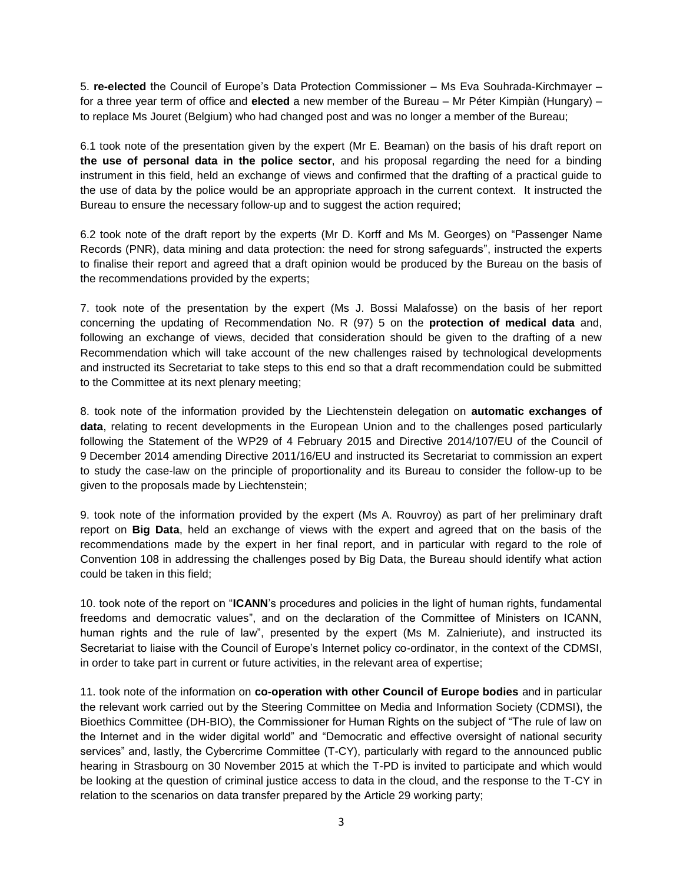5. **re-elected** the Council of Europe's Data Protection Commissioner – Ms Eva Souhrada-Kirchmayer – for a three year term of office and **elected** a new member of the Bureau – Mr Péter Kimpiàn (Hungary) – to replace Ms Jouret (Belgium) who had changed post and was no longer a member of the Bureau;

6.1 took note of the presentation given by the expert (Mr E. Beaman) on the basis of his draft report on **the use of personal data in the police sector**, and his proposal regarding the need for a binding instrument in this field, held an exchange of views and confirmed that the drafting of a practical guide to the use of data by the police would be an appropriate approach in the current context. It instructed the Bureau to ensure the necessary follow-up and to suggest the action required;

6.2 took note of the draft report by the experts (Mr D. Korff and Ms M. Georges) on "Passenger Name Records (PNR), data mining and data protection: the need for strong safeguards", instructed the experts to finalise their report and agreed that a draft opinion would be produced by the Bureau on the basis of the recommendations provided by the experts;

7. took note of the presentation by the expert (Ms J. Bossi Malafosse) on the basis of her report concerning the updating of Recommendation No. R (97) 5 on the **protection of medical data** and, following an exchange of views, decided that consideration should be given to the drafting of a new Recommendation which will take account of the new challenges raised by technological developments and instructed its Secretariat to take steps to this end so that a draft recommendation could be submitted to the Committee at its next plenary meeting;

8. took note of the information provided by the Liechtenstein delegation on **automatic exchanges of data**, relating to recent developments in the European Union and to the challenges posed particularly following the Statement of the WP29 of 4 February 2015 and Directive 2014/107/EU of the Council of 9 December 2014 amending Directive 2011/16/EU and instructed its Secretariat to commission an expert to study the case-law on the principle of proportionality and its Bureau to consider the follow-up to be given to the proposals made by Liechtenstein;

9. took note of the information provided by the expert (Ms A. Rouvroy) as part of her preliminary draft report on **Big Data**, held an exchange of views with the expert and agreed that on the basis of the recommendations made by the expert in her final report, and in particular with regard to the role of Convention 108 in addressing the challenges posed by Big Data, the Bureau should identify what action could be taken in this field;

10. took note of the report on "**ICANN**'s procedures and policies in the light of human rights, fundamental freedoms and democratic values", and on the declaration of the Committee of Ministers on ICANN, human rights and the rule of law", presented by the expert (Ms M. Zalnieriute), and instructed its Secretariat to liaise with the Council of Europe's Internet policy co-ordinator, in the context of the CDMSI, in order to take part in current or future activities, in the relevant area of expertise;

11. took note of the information on **co-operation with other Council of Europe bodies** and in particular the relevant work carried out by the Steering Committee on Media and Information Society (CDMSI), the Bioethics Committee (DH-BIO), the Commissioner for Human Rights on the subject of "The rule of law on the Internet and in the wider digital world" and "Democratic and effective oversight of national security services" and, lastly, the Cybercrime Committee (T-CY), particularly with regard to the announced public hearing in Strasbourg on 30 November 2015 at which the T-PD is invited to participate and which would be looking at the question of criminal justice access to data in the cloud, and the response to the T-CY in relation to the scenarios on data transfer prepared by the Article 29 working party;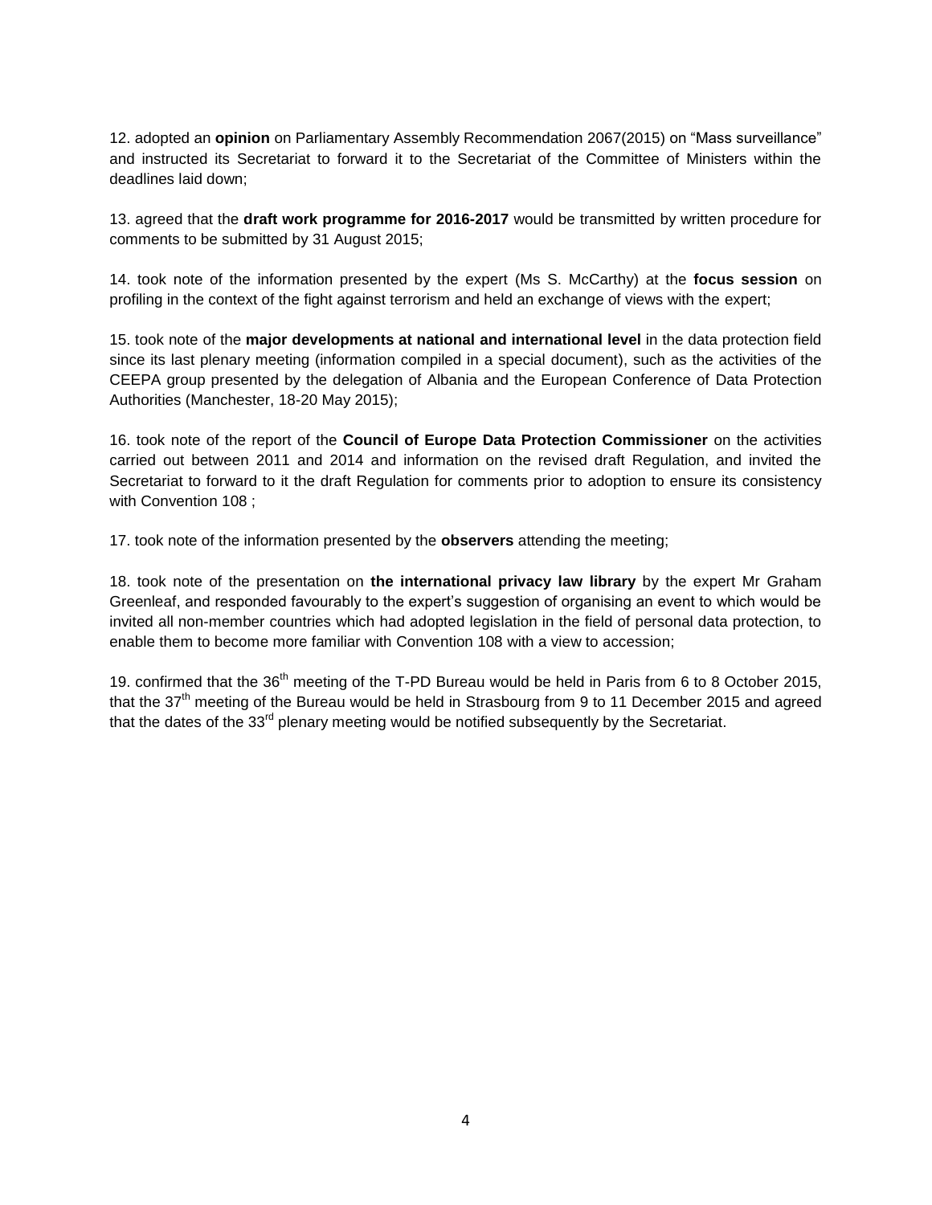12. adopted an **opinion** on Parliamentary Assembly Recommendation 2067(2015) on "Mass surveillance" and instructed its Secretariat to forward it to the Secretariat of the Committee of Ministers within the deadlines laid down;

13. agreed that the **draft work programme for 2016-2017** would be transmitted by written procedure for comments to be submitted by 31 August 2015;

14. took note of the information presented by the expert (Ms S. McCarthy) at the **focus session** on profiling in the context of the fight against terrorism and held an exchange of views with the expert;

15. took note of the **major developments at national and international level** in the data protection field since its last plenary meeting (information compiled in a special document), such as the activities of the CEEPA group presented by the delegation of Albania and the European Conference of Data Protection Authorities (Manchester, 18-20 May 2015);

16. took note of the report of the **Council of Europe Data Protection Commissioner** on the activities carried out between 2011 and 2014 and information on the revised draft Regulation, and invited the Secretariat to forward to it the draft Regulation for comments prior to adoption to ensure its consistency with Convention 108 ;

17. took note of the information presented by the **observers** attending the meeting;

18. took note of the presentation on **the international privacy law library** by the expert Mr Graham Greenleaf, and responded favourably to the expert's suggestion of organising an event to which would be invited all non-member countries which had adopted legislation in the field of personal data protection, to enable them to become more familiar with Convention 108 with a view to accession;

19. confirmed that the 36th meeting of the T-PD Bureau would be held in Paris from 6 to 8 October 2015, that the 37th meeting of the Bureau would be held in Strasbourg from 9 to 11 December 2015 and agreed that the dates of the 33rd plenary meeting would be notified subsequently by the Secretariat.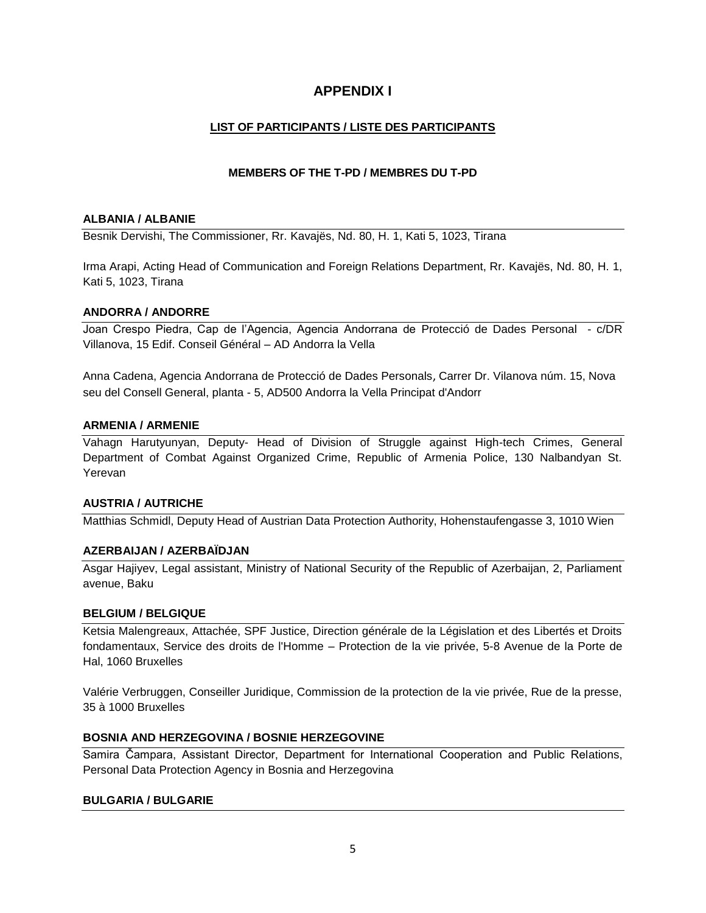# APPENDIX I

## LIST OF PARTICIPANTS / LISTE DES PARTICIPANTS

### MEMBERS OF THE T-PD / MEMBRES DU T-PD

**ALBANIA / ALBANIE**

Besnik Dervishi, The Commissioner, Rr. Kavajës, Nd. 80, H. 1, Kati 5, 1023, Tirana

Irma Arapi, Acting Head of Communication and Foreign Relations Department, Rr. Kavajës, Nd. 80, H. 1, Kati 5, 1023, Tirana

**ANDORRA / ANDORRE**

Joan Crespo Piedra, Cap de l'Agencia, Agencia Andorrana de Protecció de Dades Personal - c/DR Villanova, 15 Edif. Conseil Général – AD Andorra la Vella

Anna Cadena, Agencia Andorrana de Protecció de Dades Personals, Carrer Dr. Vilanova núm. 15, Nova seu del Consell General, planta - 5, AD500 Andorra la Vella Principat d'Andorr

**ARMENIA / ARMENIE**

Vahagn Harutyunyan, Deputy- Head of Division of Struggle against High-tech Crimes, General Department of Combat Against Organized Crime, Republic of Armenia Police, 130 Nalbandyan St. Yerevan

**AUSTRIA / AUTRICHE**

Matthias Schmidl, Deputy Head of Austrian Data Protection Authority, Hohenstaufengasse 3, 1010 Wien

**AZERBAIJAN / AZERBAÏDJAN**

Asgar Hajiyev, Legal assistant, Ministry of National Security of the Republic of Azerbaijan, 2, Parliament avenue, Baku

**BELGIUM / BELGIQUE**

Ketsia Malengreaux, Attachée, SPF Justice, Direction générale de la Législation et des Libertés et Droits fondamentaux, Service des droits de l'Homme – Protection de la vie privée, 5-8 Avenue de la Porte de Hal, 1060 Bruxelles

Valérie Verbruggen, Conseiller Juridique, Commission de la protection de la vie privée, Rue de la presse, 35 à 1000 Bruxelles

**BOSNIA AND HERZEGOVINA / BOSNIE HERZEGOVINE**

Samira Čampara, Assistant Director, Department for International Cooperation and Public Relations, Personal Data Protection Agency in Bosnia and Herzegovina

**BULGARIA / BULGARIE**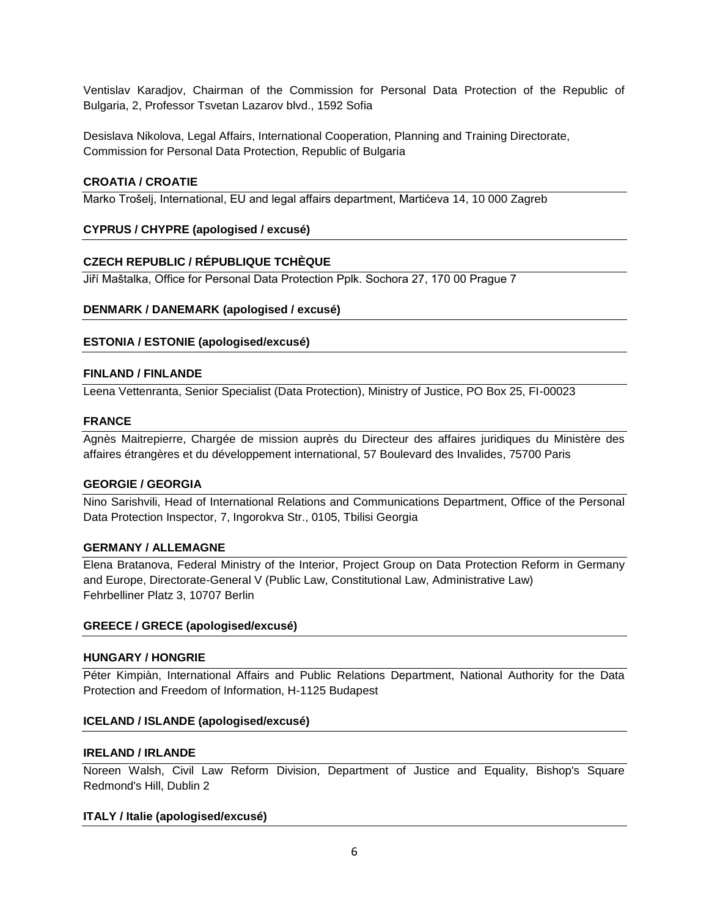Ventislav Karadjov, Chairman of the Commission for Personal Data Protection of the Republic of Bulgaria, 2, Professor Tsvetan Lazarov blvd., 1592 Sofia

Desislava Nikolova, Legal Affairs, International Cooperation, Planning and Training Directorate, Commission for Personal Data Protection, Republic of Bulgaria

**CROATIA / CROATIE**

Marko Trošelj, International, EU and legal affairs department, Martićeva 14, 10 000 Zagreb

**CYPRUS / CHYPRE (apologised / excusé)**

**CZECH REPUBLIC / RÉPUBLIQUE TCHÈQUE**

Jiří Maštalka, Office for Personal Data Protection Pplk. Sochora 27, 170 00 Prague 7

**DENMARK / DANEMARK (apologised / excusé)**

**ESTONIA / ESTONIE (apologised/excusé)**

**FINLAND / FINLANDE**

Leena Vettenranta, Senior Specialist (Data Protection), Ministry of Justice, PO Box 25, FI-00023

**FRANCE**

Agnès Maitrepierre, Chargée de mission auprès du Directeur des affaires juridiques du Ministère des affaires étrangères et du développement international, 57 Boulevard des Invalides, 75700 Paris

**GEORGIE / GEORGIA**

Nino Sarishvili, Head of International Relations and Communications Department, Office of the Personal Data Protection Inspector, 7, Ingorokva Str., 0105, Tbilisi Georgia

**GERMANY / ALLEMAGNE**

Elena Bratanova, Federal Ministry of the Interior, Project Group on Data Protection Reform in Germany and Europe, Directorate-General V (Public Law, Constitutional Law, Administrative Law)
Fehrbelliner Platz 3, 10707 Berlin

**GREECE / GRECE (apologised/excusé)**

**HUNGARY / HONGRIE**

Péter Kimpiàn, International Affairs and Public Relations Department, National Authority for the Data Protection and Freedom of Information, H-1125 Budapest

**ICELAND / ISLANDE (apologised/excusé)**

**IRELAND / IRLANDE**

Noreen Walsh, Civil Law Reform Division, Department of Justice and Equality, Bishop's Square Redmond's Hill, Dublin 2

**ITALY / Italie (apologised/excusé)**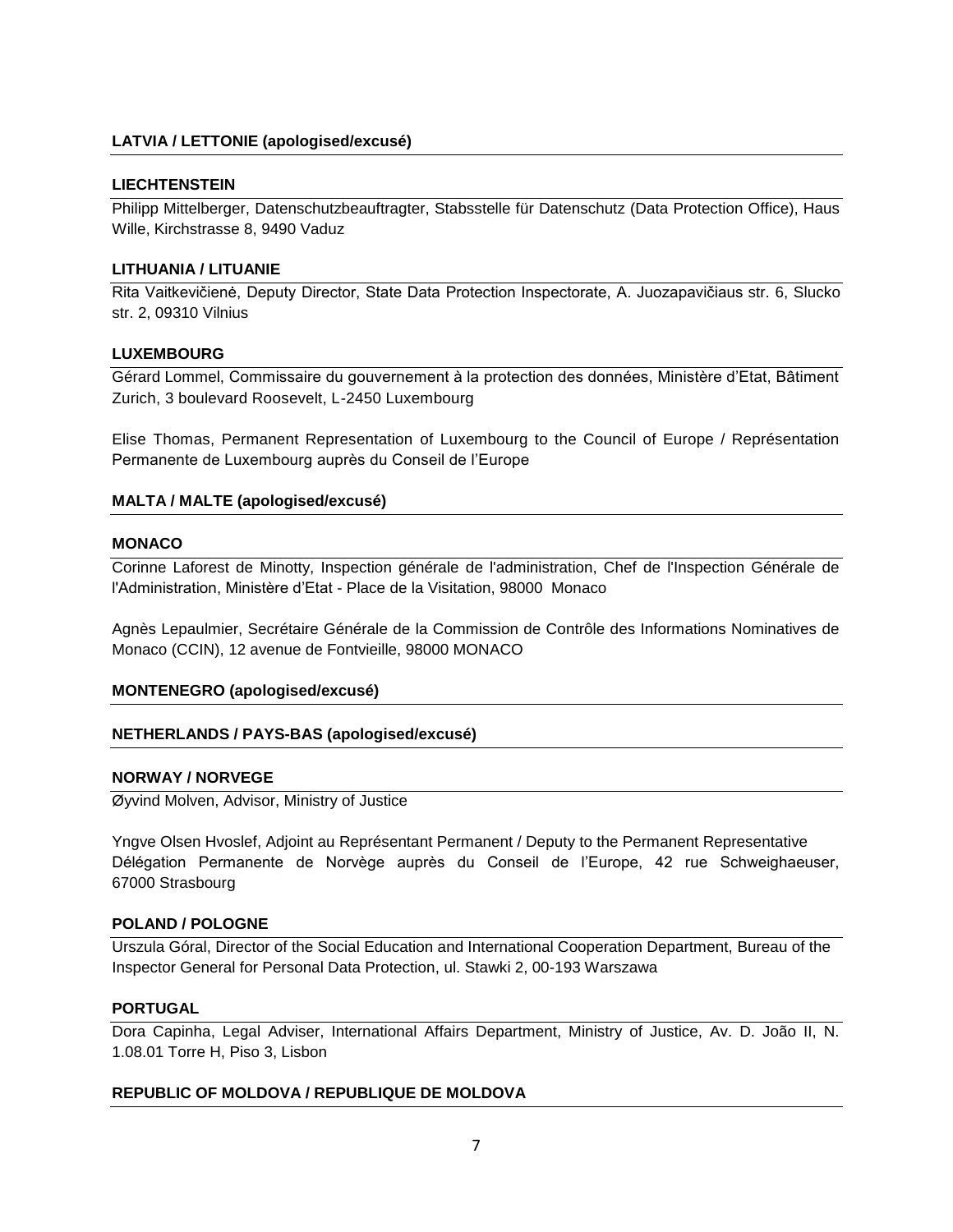**LATVIA / LETTONIE (apologised/excusé)**

**LIECHTENSTEIN**

Philipp Mittelberger, Datenschutzbeauftragter, Stabsstelle für Datenschutz (Data Protection Office), Haus Wille, Kirchstrasse 8, 9490 Vaduz

**LITHUANIA / LITUANIE**

Rita Vaitkevičienė, Deputy Director, State Data Protection Inspectorate, A. Juozapavičiaus str. 6, Slucko str. 2, 09310 Vilnius

**LUXEMBOURG**

Gérard Lommel, Commissaire du gouvernement à la protection des données, Ministère d'Etat, Bâtiment Zurich, 3 boulevard Roosevelt, L-2450 Luxembourg

Elise Thomas, Permanent Representation of Luxembourg to the Council of Europe / Représentation Permanente de Luxembourg auprès du Conseil de l'Europe

**MALTA / MALTE (apologised/excusé)**

**MONACO**

Corinne Laforest de Minotty, Inspection générale de l'administration, Chef de l'Inspection Générale de l'Administration, Ministère d'Etat - Place de la Visitation, 98000 Monaco

Agnès Lepaulmier, Secrétaire Générale de la Commission de Contrôle des Informations Nominatives de Monaco (CCIN), 12 avenue de Fontvieille, 98000 MONACO

**MONTENEGRO (apologised/excusé)**

**NETHERLANDS / PAYS-BAS (apologised/excusé)**

**NORWAY / NORVEGE**

Øyvind Molven, Advisor, Ministry of Justice

Yngve Olsen Hvoslef, Adjoint au Représentant Permanent / Deputy to the Permanent Representative Délégation Permanente de Norvège auprès du Conseil de l'Europe, 42 rue Schweighaeuser, 67000 Strasbourg

**POLAND / POLOGNE**

Urszula Góral, Director of the Social Education and International Cooperation Department, Bureau of the Inspector General for Personal Data Protection, ul. Stawki 2, 00-193 Warszawa

**PORTUGAL**

Dora Capinha, Legal Adviser, International Affairs Department, Ministry of Justice, Av. D. João II, N. 1.08.01 Torre H, Piso 3, Lisbon

**REPUBLIC OF MOLDOVA / REPUBLIQUE DE MOLDOVA**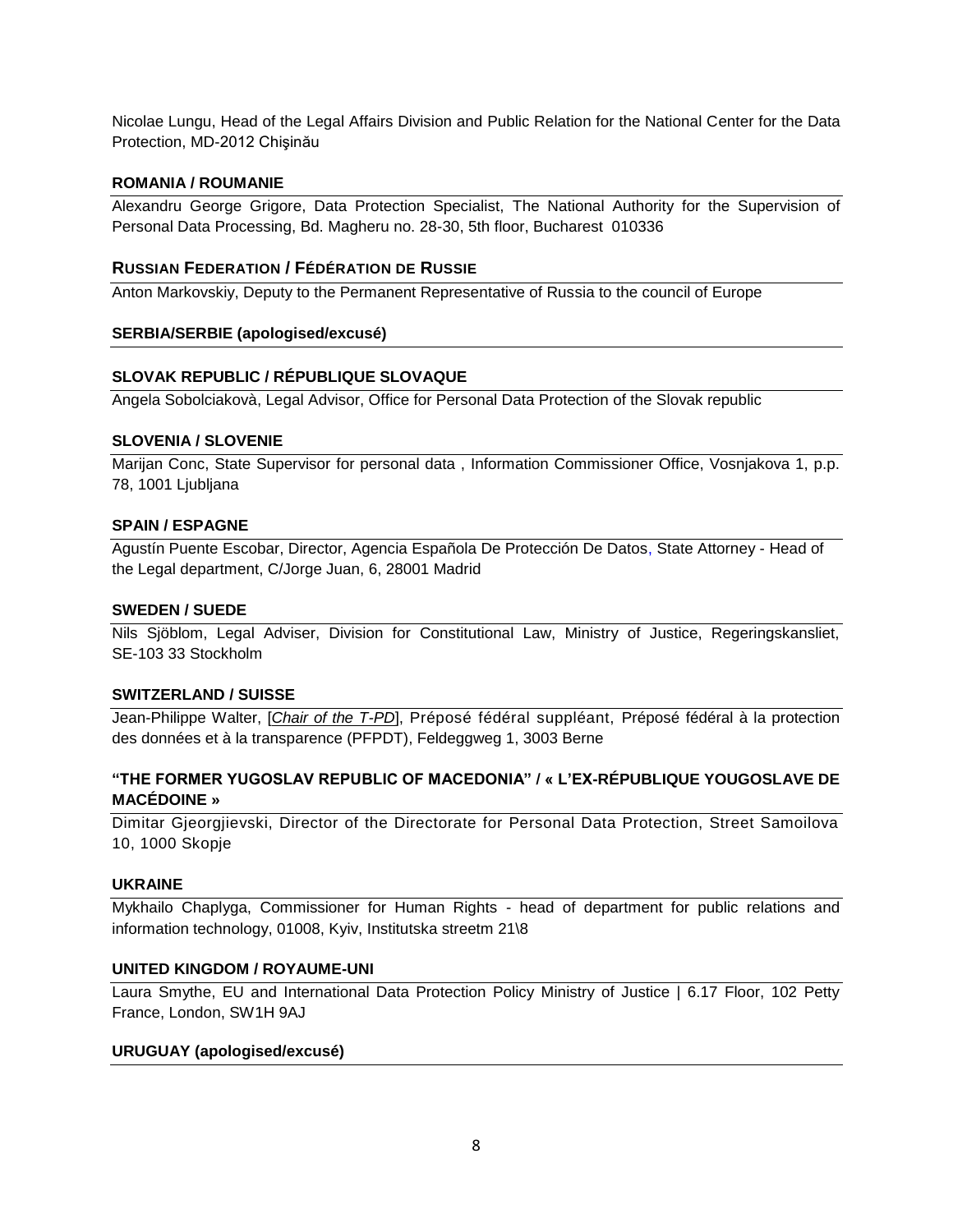Nicolae Lungu, Head of the Legal Affairs Division and Public Relation for the National Center for the Data Protection, MD-2012 Chişinău

**ROMANIA / ROUMANIE**

Alexandru George Grigore, Data Protection Specialist, The National Authority for the Supervision of Personal Data Processing, Bd. Magheru no. 28-30, 5th floor, Bucharest 010336

**RUSSIAN FEDERATION / FÉDÉRATION DE RUSSIE**

Anton Markovskiy, Deputy to the Permanent Representative of Russia to the council of Europe

**SERBIA/SERBIE (apologised/excusé)**

**SLOVAK REPUBLIC / RÉPUBLIQUE SLOVAQUE**

Angela Sobolciakovà, Legal Advisor, Office for Personal Data Protection of the Slovak republic

**SLOVENIA / SLOVENIE**

Marijan Conc, State Supervisor for personal data , Information Commissioner Office, Vosnjakova 1, p.p. 78, 1001 Ljubljana

**SPAIN / ESPAGNE**

Agustín Puente Escobar, Director, Agencia Española De Protección De Datos, State Attorney - Head of the Legal department, C/Jorge Juan, 6, 28001 Madrid

**SWEDEN / SUEDE**

Nils Sjöblom, Legal Adviser, Division for Constitutional Law, Ministry of Justice, Regeringskansliet, SE-103 33 Stockholm

**SWITZERLAND / SUISSE**

Jean-Philippe Walter, [*Chair of the T-PD*], Préposé fédéral suppléant, Préposé fédéral à la protection des données et à la transparence (PFPDT), Feldeggweg 1, 3003 Berne

**"THE FORMER YUGOSLAV REPUBLIC OF MACEDONIA" / « L'EX-RÉPUBLIQUE YOUGOSLAVE DE MACÉDOINE »**

Dimitar Gjeorgjievski, Director of the Directorate for Personal Data Protection, Street Samoilova 10, 1000 Skopje

**UKRAINE**

Mykhailo Chaplyga, Commissioner for Human Rights - head of department for public relations and information technology, 01008, Kyiv, Institutska streetm 21\8

**UNITED KINGDOM / ROYAUME-UNI**

Laura Smythe, EU and International Data Protection Policy Ministry of Justice | 6.17 Floor, 102 Petty France, London, SW1H 9AJ

**URUGUAY (apologised/excusé)**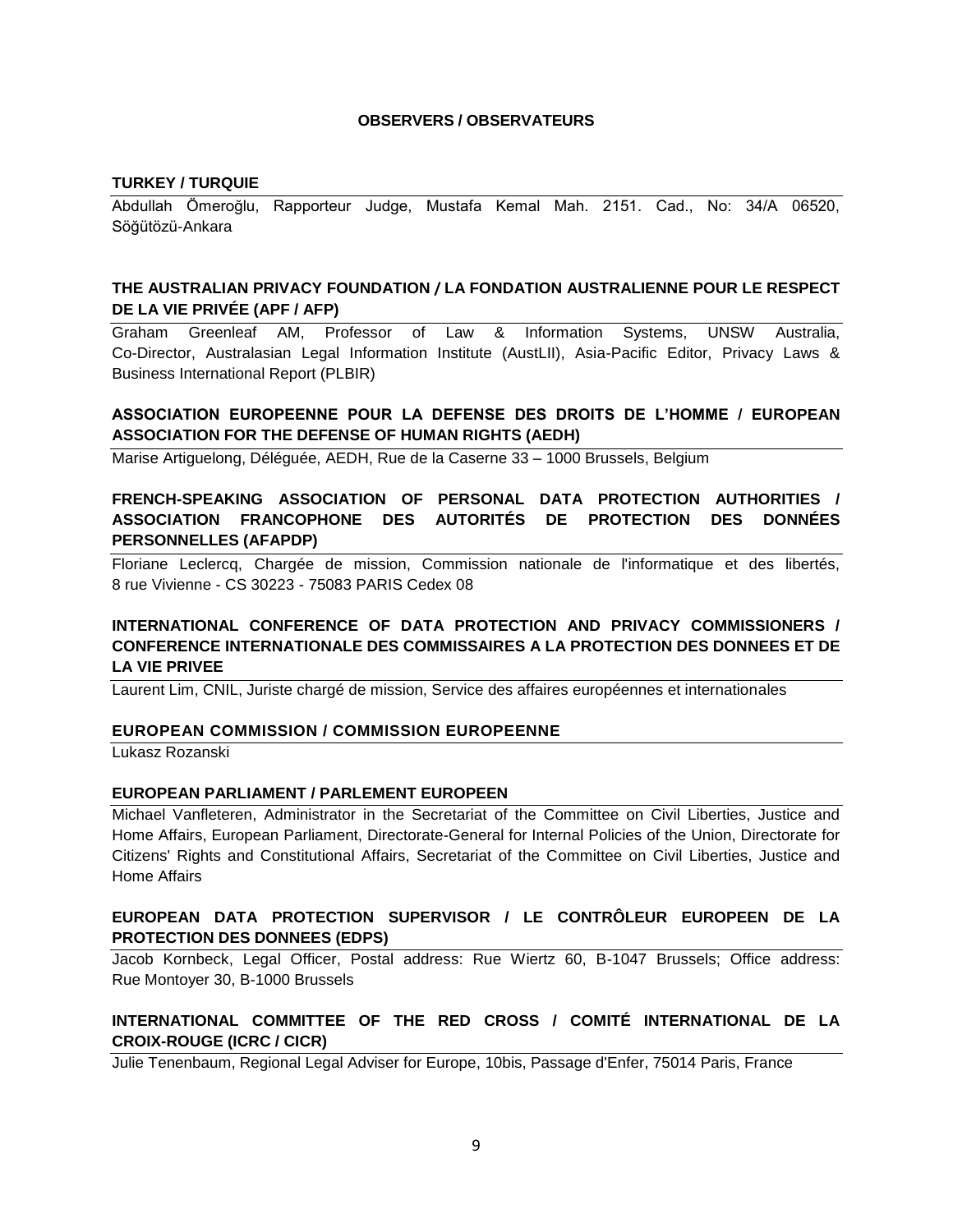**OBSERVERS / OBSERVATEURS**

**TURKEY / TURQUIE**

Abdullah Ömeroğlu, Rapporteur Judge, Mustafa Kemal Mah. 2151. Cad., No: 34/A 06520, Söğütözü-Ankara

**THE AUSTRALIAN PRIVACY FOUNDATION / LA FONDATION AUSTRALIENNE POUR LE RESPECT DE LA VIE PRIVÉE (APF / AFP)**

Graham Greenleaf AM, Professor of Law & Information Systems, UNSW Australia, Co-Director, Australasian Legal Information Institute (AustLII), Asia-Pacific Editor, Privacy Laws & Business International Report (PLBIR)

**ASSOCIATION EUROPEENNE POUR LA DEFENSE DES DROITS DE L'HOMME / EUROPEAN ASSOCIATION FOR THE DEFENSE OF HUMAN RIGHTS (AEDH)**

Marise Artiguelong, Déléguée, AEDH, Rue de la Caserne 33 – 1000 Brussels, Belgium

**FRENCH-SPEAKING ASSOCIATION OF PERSONAL DATA PROTECTION AUTHORITIES / ASSOCIATION FRANCOPHONE DES AUTORITÉS DE PROTECTION DES DONNÉES PERSONNELLES (AFAPDP)**

Floriane Leclercq, Chargée de mission, Commission nationale de l'informatique et des libertés, 8 rue Vivienne - CS 30223 - 75083 PARIS Cedex 08

**INTERNATIONAL CONFERENCE OF DATA PROTECTION AND PRIVACY COMMISSIONERS / CONFERENCE INTERNATIONALE DES COMMISSAIRES A LA PROTECTION DES DONNEES ET DE LA VIE PRIVEE**

Laurent Lim, CNIL, Juriste chargé de mission, Service des affaires européennes et internationales

**EUROPEAN COMMISSION / COMMISSION EUROPEENNE**

Lukasz Rozanski

**EUROPEAN PARLIAMENT / PARLEMENT EUROPEEN**

Michael Vanfleteren, Administrator in the Secretariat of the Committee on Civil Liberties, Justice and Home Affairs, European Parliament, Directorate-General for Internal Policies of the Union, Directorate for Citizens' Rights and Constitutional Affairs, Secretariat of the Committee on Civil Liberties, Justice and Home Affairs

**EUROPEAN DATA PROTECTION SUPERVISOR / LE CONTRÔLEUR EUROPEEN DE LA PROTECTION DES DONNEES (EDPS)**

Jacob Kornbeck, Legal Officer, Postal address: Rue Wiertz 60, B-1047 Brussels; Office address: Rue Montoyer 30, B-1000 Brussels

**INTERNATIONAL COMMITTEE OF THE RED CROSS / COMITÉ INTERNATIONAL DE LA CROIX-ROUGE (ICRC / CICR)**

Julie Tenenbaum, Regional Legal Adviser for Europe, 10bis, Passage d'Enfer, 75014 Paris, France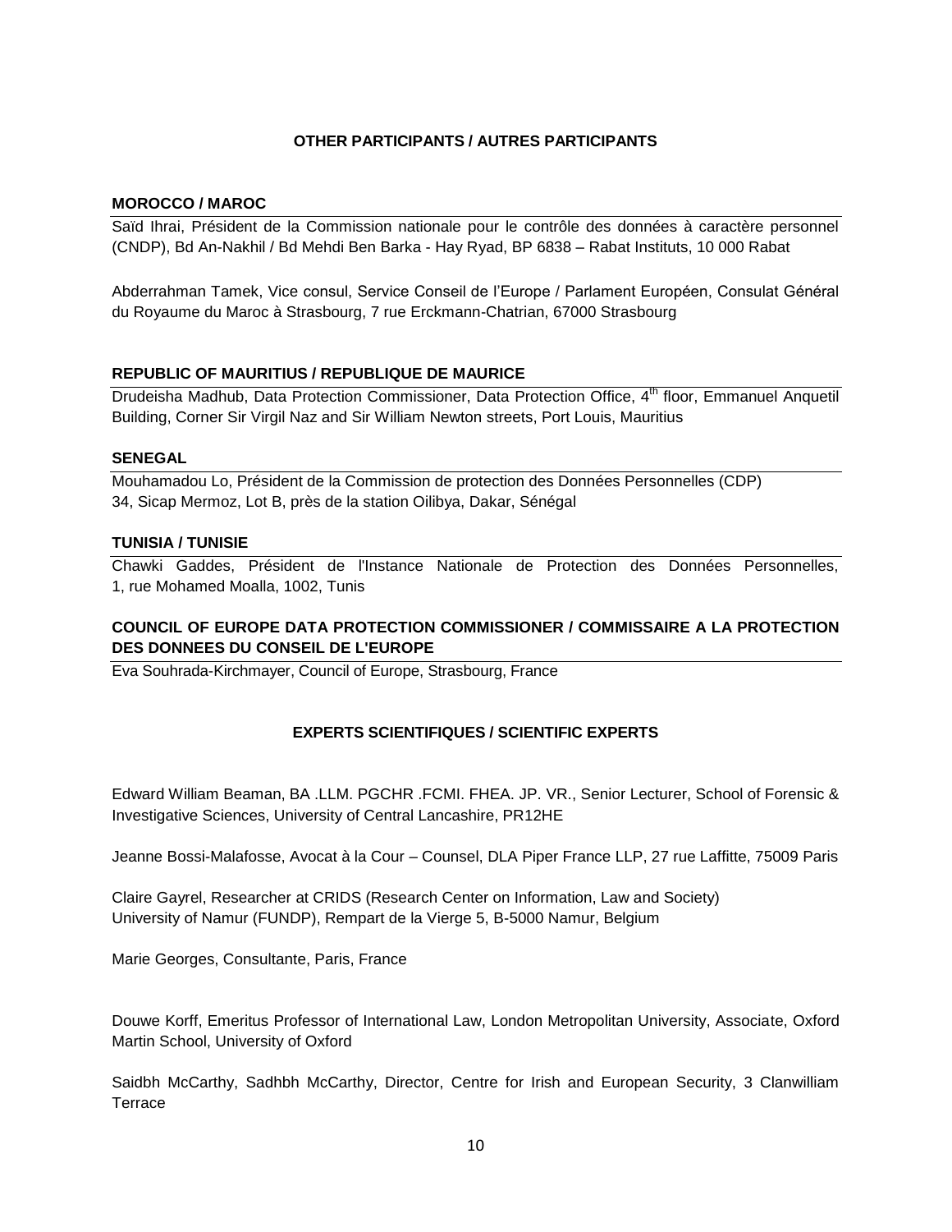**OTHER PARTICIPANTS / AUTRES PARTICIPANTS**

**MOROCCO / MAROC**

Saïd Ihrai, Président de la Commission nationale pour le contrôle des données à caractère personnel (CNDP), Bd An-Nakhil / Bd Mehdi Ben Barka - Hay Ryad, BP 6838 – Rabat Instituts, 10 000 Rabat

Abderrahman Tamek, Vice consul, Service Conseil de l'Europe / Parlament Européen, Consulat Général du Royaume du Maroc à Strasbourg, 7 rue Erckmann-Chatrian, 67000 Strasbourg

**REPUBLIC OF MAURITIUS / REPUBLIQUE DE MAURICE**

Drudeisha Madhub, Data Protection Commissioner, Data Protection Office, 4th floor, Emmanuel Anquetil Building, Corner Sir Virgil Naz and Sir William Newton streets, Port Louis, Mauritius

**SENEGAL**

Mouhamadou Lo, Président de la Commission de protection des Données Personnelles (CDP)
34, Sicap Mermoz, Lot B, près de la station Oilibya, Dakar, Sénégal

**TUNISIA / TUNISIE**

Chawki Gaddes, Président de l'Instance Nationale de Protection des Données Personnelles, 1, rue Mohamed Moalla, 1002, Tunis

**COUNCIL OF EUROPE DATA PROTECTION COMMISSIONER / COMMISSAIRE A LA PROTECTION DES DONNEES DU CONSEIL DE L'EUROPE**

Eva Souhrada-Kirchmayer, Council of Europe, Strasbourg, France

**EXPERTS SCIENTIFIQUES / SCIENTIFIC EXPERTS**

Edward William Beaman, BA .LLM. PGCHR .FCMI. FHEA. JP. VR., Senior Lecturer, School of Forensic & Investigative Sciences, University of Central Lancashire, PR12HE

Jeanne Bossi-Malafosse, Avocat à la Cour – Counsel, DLA Piper France LLP, 27 rue Laffitte, 75009 Paris

Claire Gayrel, Researcher at CRIDS (Research Center on Information, Law and Society)
University of Namur (FUNDP), Rempart de la Vierge 5, B-5000 Namur, Belgium

Marie Georges, Consultante, Paris, France

Douwe Korff, Emeritus Professor of International Law, London Metropolitan University, Associate, Oxford Martin School, University of Oxford

Saidbh McCarthy, Sadhbh McCarthy, Director, Centre for Irish and European Security, 3 Clanwilliam Terrace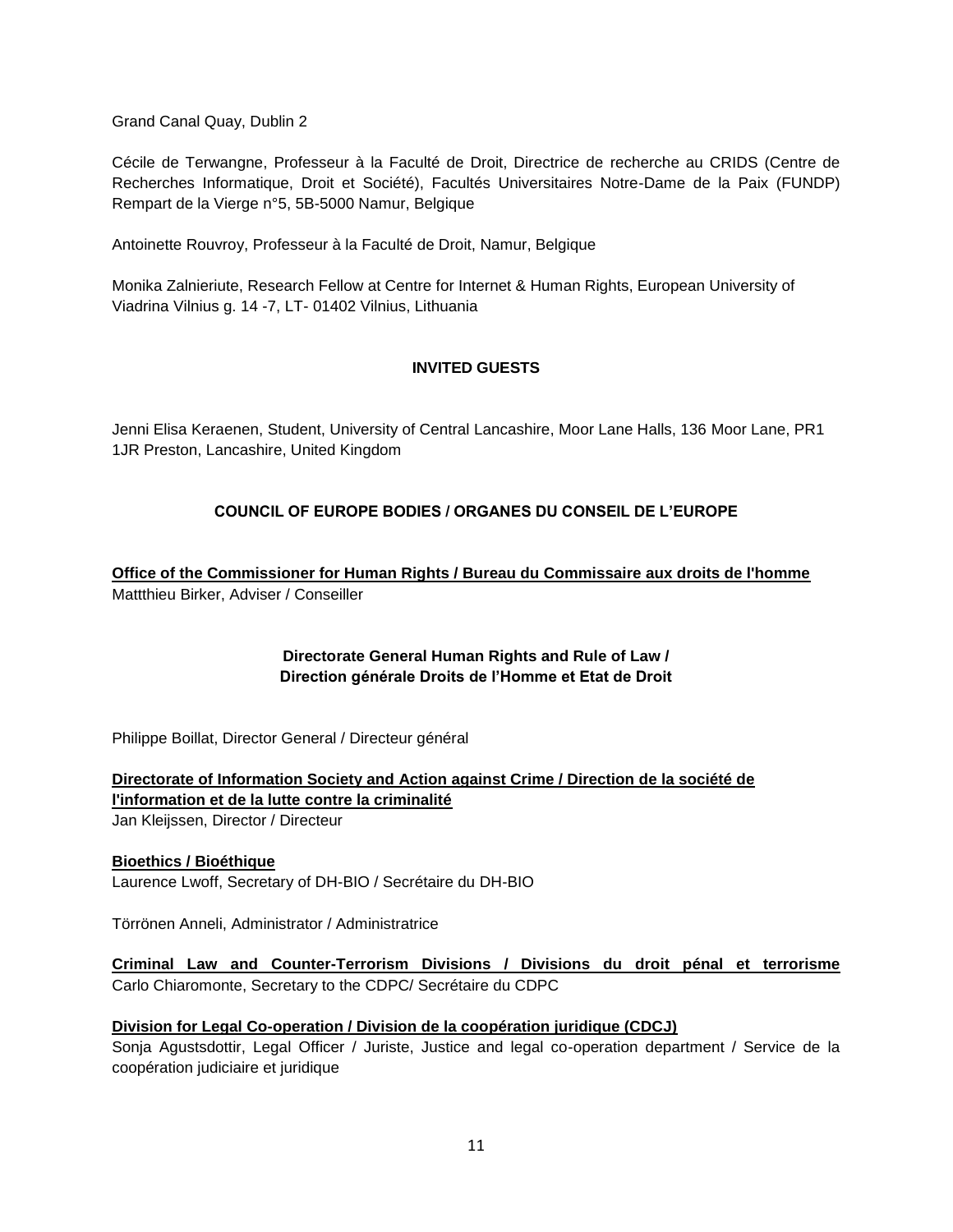Grand Canal Quay, Dublin 2

Cécile de Terwangne, Professeur à la Faculté de Droit, Directrice de recherche au CRIDS (Centre de Recherches Informatique, Droit et Société), Facultés Universitaires Notre-Dame de la Paix (FUNDP) Rempart de la Vierge n°5, 5B-5000 Namur, Belgique

Antoinette Rouvroy, Professeur à la Faculté de Droit, Namur, Belgique

Monika Zalnieriute, Research Fellow at Centre for Internet & Human Rights, European University of Viadrina Vilnius g. 14 -7, LT- 01402 Vilnius, Lithuania

**INVITED GUESTS**

Jenni Elisa Keraenen, Student, University of Central Lancashire, Moor Lane Halls, 136 Moor Lane, PR1 1JR Preston, Lancashire, United Kingdom

**COUNCIL OF EUROPE BODIES / ORGANES DU CONSEIL DE L'EUROPE**

**Office of the Commissioner for Human Rights / Bureau du Commissaire aux droits de l'homme**
Mattthieu Birker, Adviser / Conseiller

**Directorate General Human Rights and Rule of Law /**
**Direction générale Droits de l'Homme et Etat de Droit**

Philippe Boillat, Director General / Directeur général

**Directorate of Information Society and Action against Crime / Direction de la société de l'information et de la lutte contre la criminalité**
Jan Kleijssen, Director / Directeur

**Bioethics / Bioéthique**
Laurence Lwoff, Secretary of DH-BIO / Secrétaire du DH-BIO

Törrönen Anneli, Administrator / Administratrice

**Criminal Law and Counter-Terrorism Divisions / Divisions du droit pénal et terrorisme**
Carlo Chiaromonte, Secretary to the CDPC/ Secrétaire du CDPC

**Division for Legal Co-operation / Division de la coopération juridique (CDCJ)**
Sonja Agustsdottir, Legal Officer / Juriste, Justice and legal co-operation department / Service de la coopération judiciaire et juridique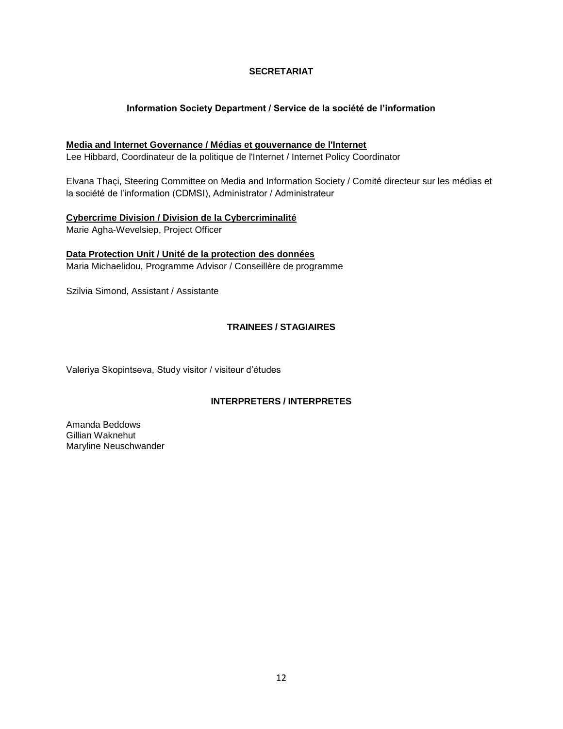## SECRETARIAT

### Information Society Department / Service de la société de l'information

**Media and Internet Governance / Médias et gouvernance de l'Internet**
Lee Hibbard, Coordinateur de la politique de l'Internet / Internet Policy Coordinator

Elvana Thaçi, Steering Committee on Media and Information Society / Comité directeur sur les médias et la société de l'information (CDMSI), Administrator / Administrateur

**Cybercrime Division / Division de la Cybercriminalité**
Marie Agha-Wevelsiep, Project Officer

**Data Protection Unit / Unité de la protection des données**
Maria Michaelidou, Programme Advisor / Conseillère de programme

Szilvia Simond, Assistant / Assistante

## TRAINEES / STAGIAIRES

Valeriya Skopintseva, Study visitor / visiteur d'études

## INTERPRETERS / INTERPRETES

Amanda Beddows
Gillian Waknehut
Maryline Neuschwander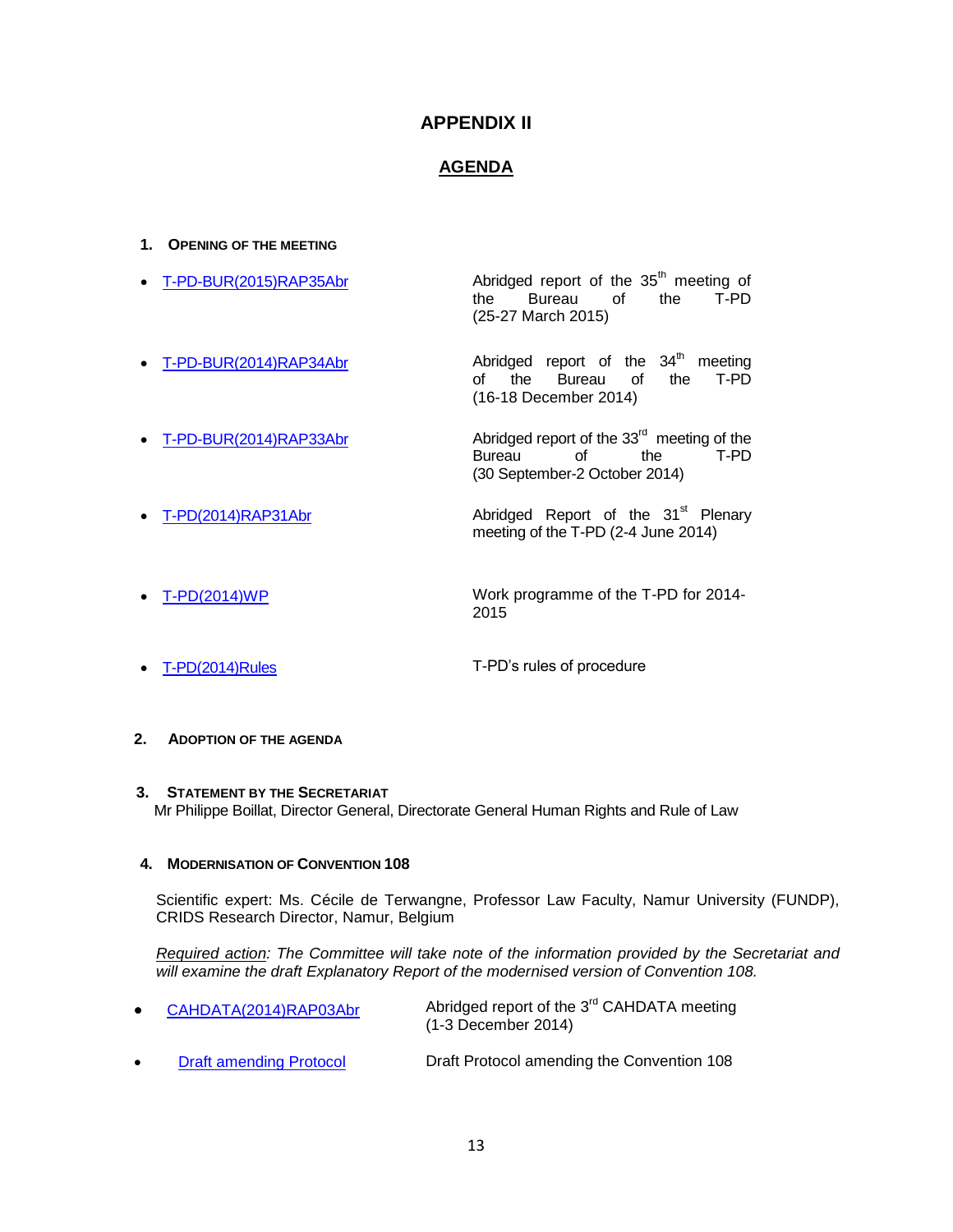# APPENDIX II

## AGENDA

**1. OPENING OF THE MEETING**

- T-PD-BUR(2015)RAP35Abr — Abridged report of the 35th meeting of the Bureau of the T-PD (25-27 March 2015)
- T-PD-BUR(2014)RAP34Abr — Abridged report of the 34th meeting of the Bureau of the T-PD (16-18 December 2014)
- T-PD-BUR(2014)RAP33Abr — Abridged report of the 33rd meeting of the Bureau of the T-PD (30 September-2 October 2014)
- T-PD(2014)RAP31Abr — Abridged Report of the 31st Plenary meeting of the T-PD (2-4 June 2014)
- T-PD(2014)WP — Work programme of the T-PD for 2014-2015
- T-PD(2014)Rules — T-PD's rules of procedure

**2. ADOPTION OF THE AGENDA**

**3. STATEMENT BY THE SECRETARIAT**

Mr Philippe Boillat, Director General, Directorate General Human Rights and Rule of Law

**4. MODERNISATION OF CONVENTION 108**

Scientific expert: Ms. Cécile de Terwangne, Professor Law Faculty, Namur University (FUNDP), CRIDS Research Director, Namur, Belgium

*Required action: The Committee will take note of the information provided by the Secretariat and will examine the draft Explanatory Report of the modernised version of Convention 108.*

- CAHDATA(2014)RAP03Abr — Abridged report of the 3rd CAHDATA meeting (1-3 December 2014)
- Draft amending Protocol — Draft Protocol amending the Convention 108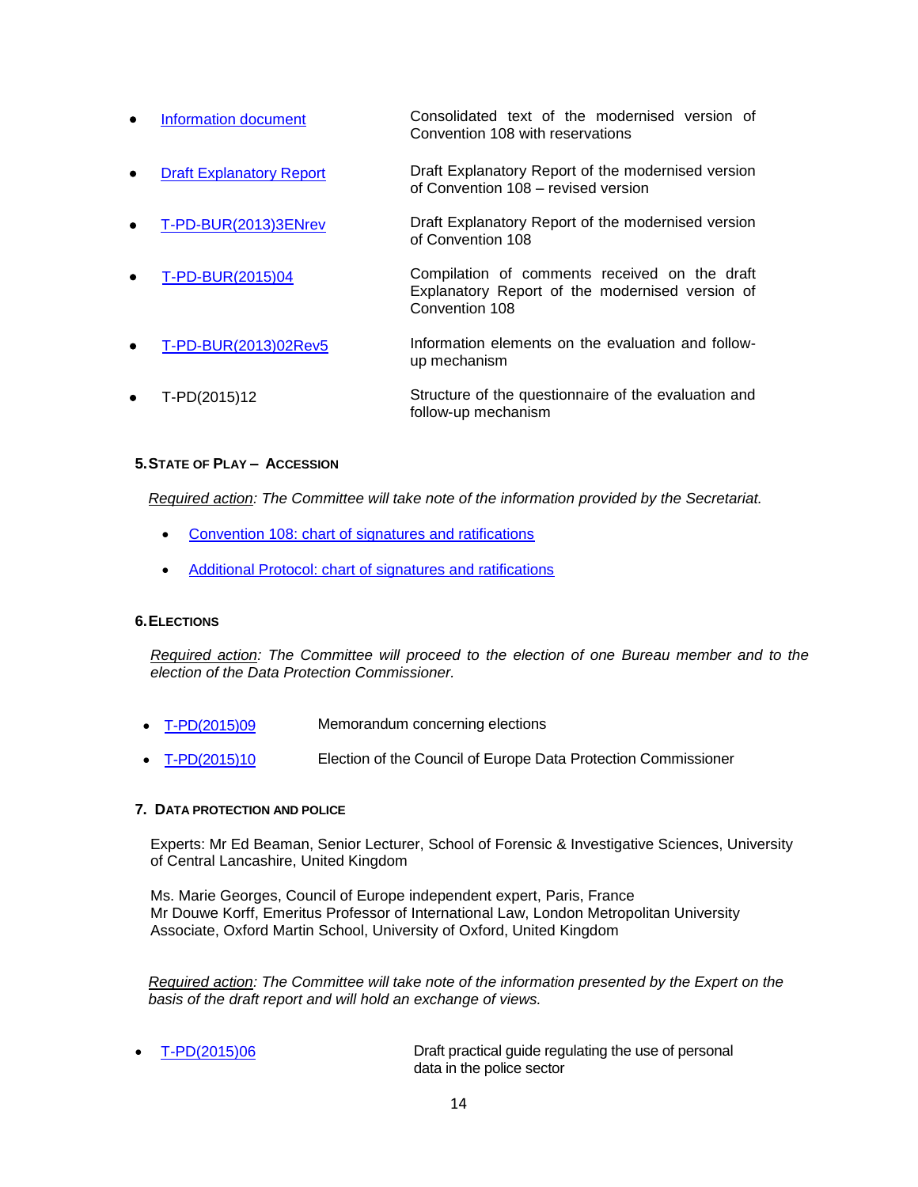- Information document — Consolidated text of the modernised version of Convention 108 with reservations
- Draft Explanatory Report — Draft Explanatory Report of the modernised version of Convention 108 – revised version
- T-PD-BUR(2013)3ENrev — Draft Explanatory Report of the modernised version of Convention 108
- T-PD-BUR(2015)04 — Compilation of comments received on the draft Explanatory Report of the modernised version of Convention 108
- T-PD-BUR(2013)02Rev5 — Information elements on the evaluation and follow-up mechanism
- T-PD(2015)12 — Structure of the questionnaire of the evaluation and follow-up mechanism

## 5. State of Play – Accession

*Required action: The Committee will take note of the information provided by the Secretariat.*

- Convention 108: chart of signatures and ratifications
- Additional Protocol: chart of signatures and ratifications

## 6. Elections

*Required action: The Committee will proceed to the election of one Bureau member and to the election of the Data Protection Commissioner.*

- T-PD(2015)09 — Memorandum concerning elections
- T-PD(2015)10 — Election of the Council of Europe Data Protection Commissioner

## 7. Data Protection and Police

Experts: Mr Ed Beaman, Senior Lecturer, School of Forensic & Investigative Sciences, University of Central Lancashire, United Kingdom

Ms. Marie Georges, Council of Europe independent expert, Paris, France
Mr Douwe Korff, Emeritus Professor of International Law, London Metropolitan University Associate, Oxford Martin School, University of Oxford, United Kingdom

*Required action: The Committee will take note of the information presented by the Expert on the basis of the draft report and will hold an exchange of views.*

- T-PD(2015)06 — Draft practical guide regulating the use of personal data in the police sector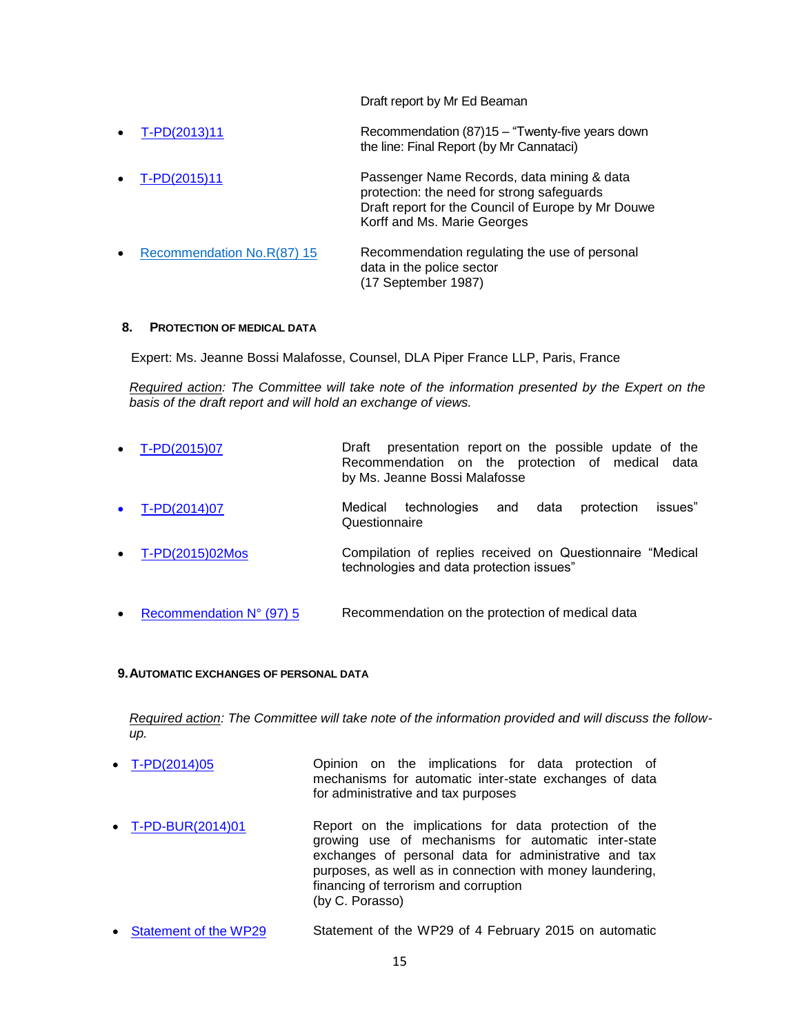Draft report by Mr Ed Beaman

- T-PD(2013)11 — Recommendation (87)15 – "Twenty-five years down the line: Final Report (by Mr Cannataci)

- T-PD(2015)11 — Passenger Name Records, data mining & data protection: the need for strong safeguards
Draft report for the Council of Europe by Mr Douwe Korff and Ms. Marie Georges

- Recommendation No.R(87) 15 — Recommendation regulating the use of personal data in the police sector
(17 September 1987)

## 8. Protection of medical data

Expert: Ms. Jeanne Bossi Malafosse, Counsel, DLA Piper France LLP, Paris, France

*Required action: The Committee will take note of the information presented by the Expert on the basis of the draft report and will hold an exchange of views.*

- T-PD(2015)07 — Draft presentation report on the possible update of the Recommendation on the protection of medical data by Ms. Jeanne Bossi Malafosse

- T-PD(2014)07 — Medical technologies and data protection issues" Questionnaire

- T-PD(2015)02Mos — Compilation of replies received on Questionnaire "Medical technologies and data protection issues"

- Recommendation N° (97) 5 — Recommendation on the protection of medical data

## 9. Automatic exchanges of personal data

*Required action: The Committee will take note of the information provided and will discuss the follow-up.*

- T-PD(2014)05 — Opinion on the implications for data protection of mechanisms for automatic inter-state exchanges of data for administrative and tax purposes

- T-PD-BUR(2014)01 — Report on the implications for data protection of the growing use of mechanisms for automatic inter-state exchanges of personal data for administrative and tax purposes, as well as in connection with money laundering, financing of terrorism and corruption
(by C. Porasso)

- Statement of the WP29 — Statement of the WP29 of 4 February 2015 on automatic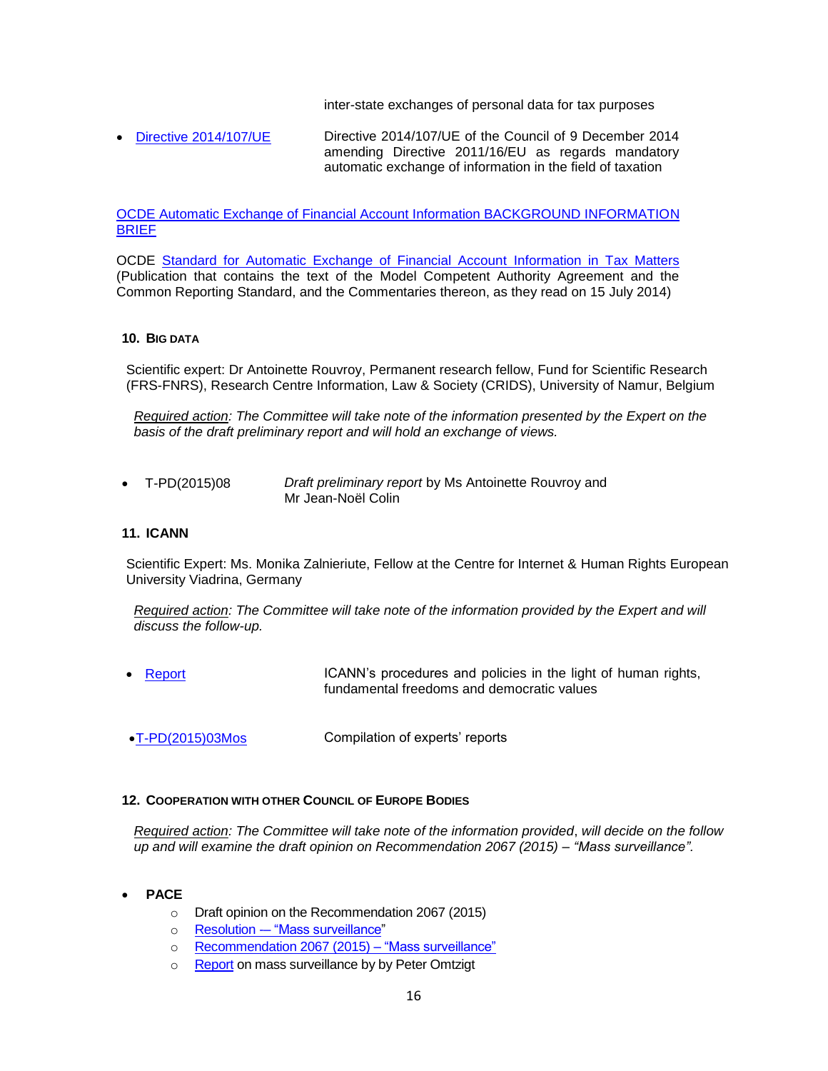inter-state exchanges of personal data for tax purposes

- Directive 2014/107/UE — Directive 2014/107/UE of the Council of 9 December 2014 amending Directive 2011/16/EU as regards mandatory automatic exchange of information in the field of taxation

OCDE Automatic Exchange of Financial Account Information BACKGROUND INFORMATION BRIEF

OCDE Standard for Automatic Exchange of Financial Account Information in Tax Matters (Publication that contains the text of the Model Competent Authority Agreement and the Common Reporting Standard, and the Commentaries thereon, as they read on 15 July 2014)

### 10. Big data

Scientific expert: Dr Antoinette Rouvroy, Permanent research fellow, Fund for Scientific Research (FRS-FNRS), Research Centre Information, Law & Society (CRIDS), University of Namur, Belgium

*Required action: The Committee will take note of the information presented by the Expert on the basis of the draft preliminary report and will hold an exchange of views.*

- T-PD(2015)08 — *Draft preliminary report* by Ms Antoinette Rouvroy and Mr Jean-Noël Colin

### 11. ICANN

Scientific Expert: Ms. Monika Zalnieriute, Fellow at the Centre for Internet & Human Rights European University Viadrina, Germany

*Required action: The Committee will take note of the information provided by the Expert and will discuss the follow-up.*

- Report — ICANN's procedures and policies in the light of human rights, fundamental freedoms and democratic values
- T-PD(2015)03Mos — Compilation of experts' reports

### 12. Cooperation with other Council of Europe Bodies

*Required action: The Committee will take note of the information provided, will decide on the follow up and will examine the draft opinion on Recommendation 2067 (2015) – "Mass surveillance".*

- **PACE**
  - Draft opinion on the Recommendation 2067 (2015)
  - Resolution — "Mass surveillance"
  - Recommendation 2067 (2015) – "Mass surveillance"
  - Report on mass surveillance by by Peter Omtzigt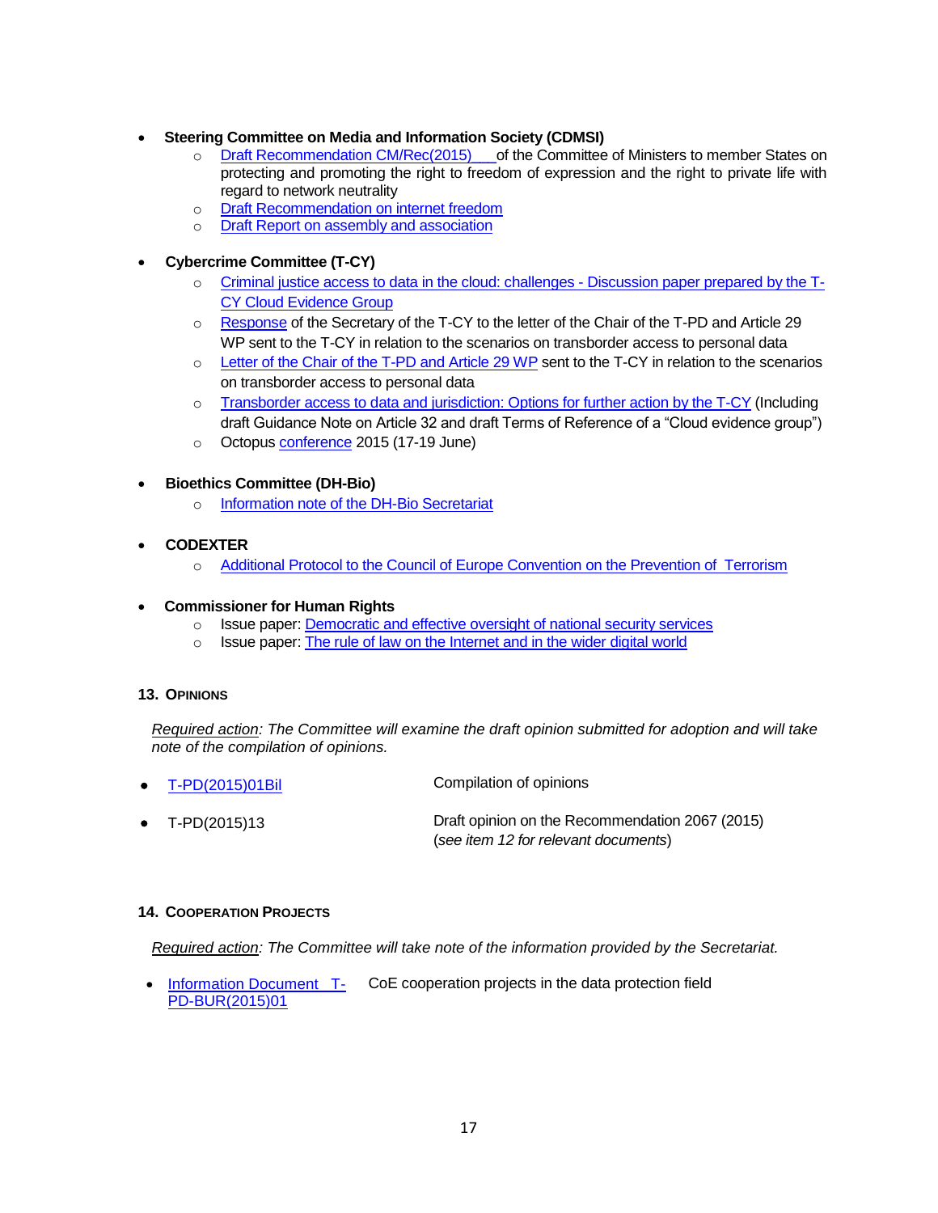- **Steering Committee on Media and Information Society (CDMSI)**
  - Draft Recommendation CM/Rec(2015)___ of the Committee of Ministers to member States on protecting and promoting the right to freedom of expression and the right to private life with regard to network neutrality
  - Draft Recommendation on internet freedom
  - Draft Report on assembly and association

- **Cybercrime Committee (T-CY)**
  - Criminal justice access to data in the cloud: challenges - Discussion paper prepared by the T-CY Cloud Evidence Group
  - Response of the Secretary of the T-CY to the letter of the Chair of the T-PD and Article 29 WP sent to the T-CY in relation to the scenarios on transborder access to personal data
  - Letter of the Chair of the T-PD and Article 29 WP sent to the T-CY in relation to the scenarios on transborder access to personal data
  - Transborder access to data and jurisdiction: Options for further action by the T-CY (Including draft Guidance Note on Article 32 and draft Terms of Reference of a "Cloud evidence group")
  - Octopus conference 2015 (17-19 June)

- **Bioethics Committee (DH-Bio)**
  - Information note of the DH-Bio Secretariat

- **CODEXTER**
  - Additional Protocol to the Council of Europe Convention on the Prevention of Terrorism

- **Commissioner for Human Rights**
  - Issue paper: Democratic and effective oversight of national security services
  - Issue paper: The rule of law on the Internet and in the wider digital world

## 13. OPINIONS

*Required action: The Committee will examine the draft opinion submitted for adoption and will take note of the compilation of opinions.*

- T-PD(2015)01Bil — Compilation of opinions
- T-PD(2015)13 — Draft opinion on the Recommendation 2067 (2015) (*see item 12 for relevant documents*)

## 14. COOPERATION PROJECTS

*Required action: The Committee will take note of the information provided by the Secretariat.*

- Information Document T-PD-BUR(2015)01 — CoE cooperation projects in the data protection field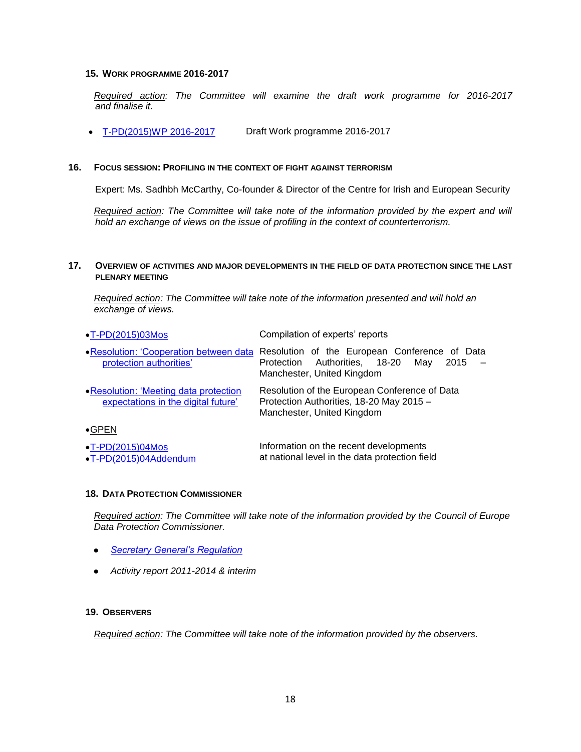### 15. Work programme 2016-2017

*Required action: The Committee will examine the draft work programme for 2016-2017 and finalise it.*

- T-PD(2015)WP 2016-2017 Draft Work programme 2016-2017

### 16. Focus session: Profiling in the context of fight against terrorism

Expert: Ms. Sadhbh McCarthy, Co-founder & Director of the Centre for Irish and European Security

*Required action: The Committee will take note of the information provided by the expert and will hold an exchange of views on the issue of profiling in the context of counterterrorism.*

### 17. Overview of activities and major developments in the field of data protection since the last plenary meeting

*Required action: The Committee will take note of the information presented and will hold an exchange of views.*

| | |
|---|---|
| • T-PD(2015)03Mos | Compilation of experts' reports |
| • Resolution: 'Cooperation between data protection authorities' | Resolution of the European Conference of Data Protection Authorities, 18-20 May 2015 – Manchester, United Kingdom |
| • Resolution: 'Meeting data protection expectations in the digital future' | Resolution of the European Conference of Data Protection Authorities, 18-20 May 2015 – Manchester, United Kingdom |
| • GPEN | |
| • T-PD(2015)04Mos<br>• T-PD(2015)04Addendum | Information on the recent developments at national level in the data protection field |

### 18. Data Protection Commissioner

*Required action: The Committee will take note of the information provided by the Council of Europe Data Protection Commissioner.*

- *Secretary General's Regulation*
- *Activity report 2011-2014 & interim*

### 19. Observers

*Required action: The Committee will take note of the information provided by the observers.*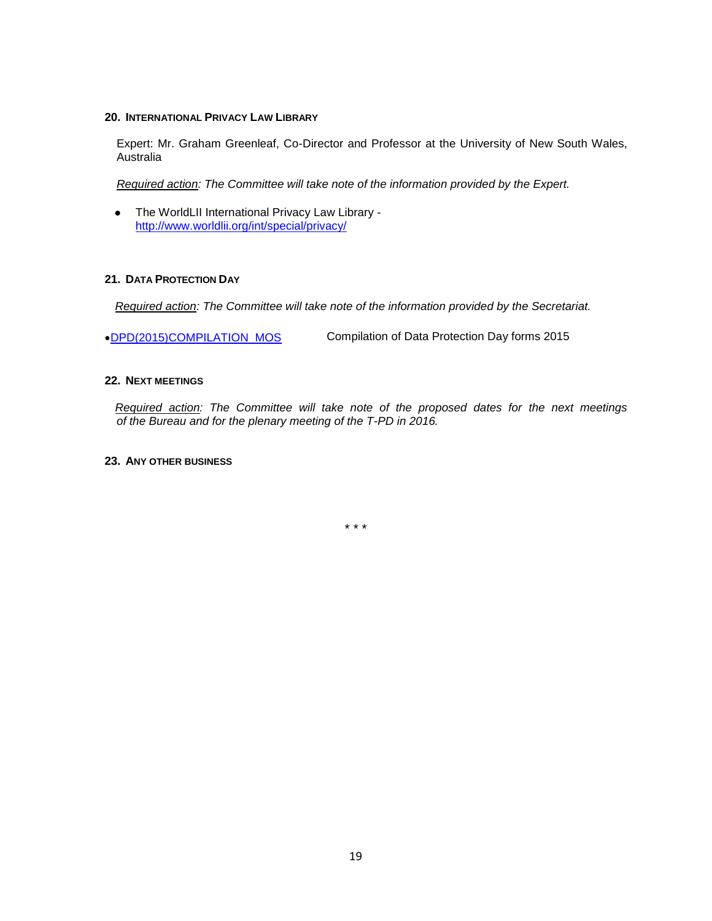### 20. INTERNATIONAL PRIVACY LAW LIBRARY

Expert: Mr. Graham Greenleaf, Co-Director and Professor at the University of New South Wales, Australia

*Required action: The Committee will take note of the information provided by the Expert.*

- The WorldLII International Privacy Law Library - http://www.worldlii.org/int/special/privacy/

### 21. DATA PROTECTION DAY

*Required action: The Committee will take note of the information provided by the Secretariat.*

- DPD(2015)COMPILATION_MOS Compilation of Data Protection Day forms 2015

### 22. NEXT MEETINGS

*Required action: The Committee will take note of the proposed dates for the next meetings of the Bureau and for the plenary meeting of the T-PD in 2016.*

### 23. ANY OTHER BUSINESS

\* \* \*